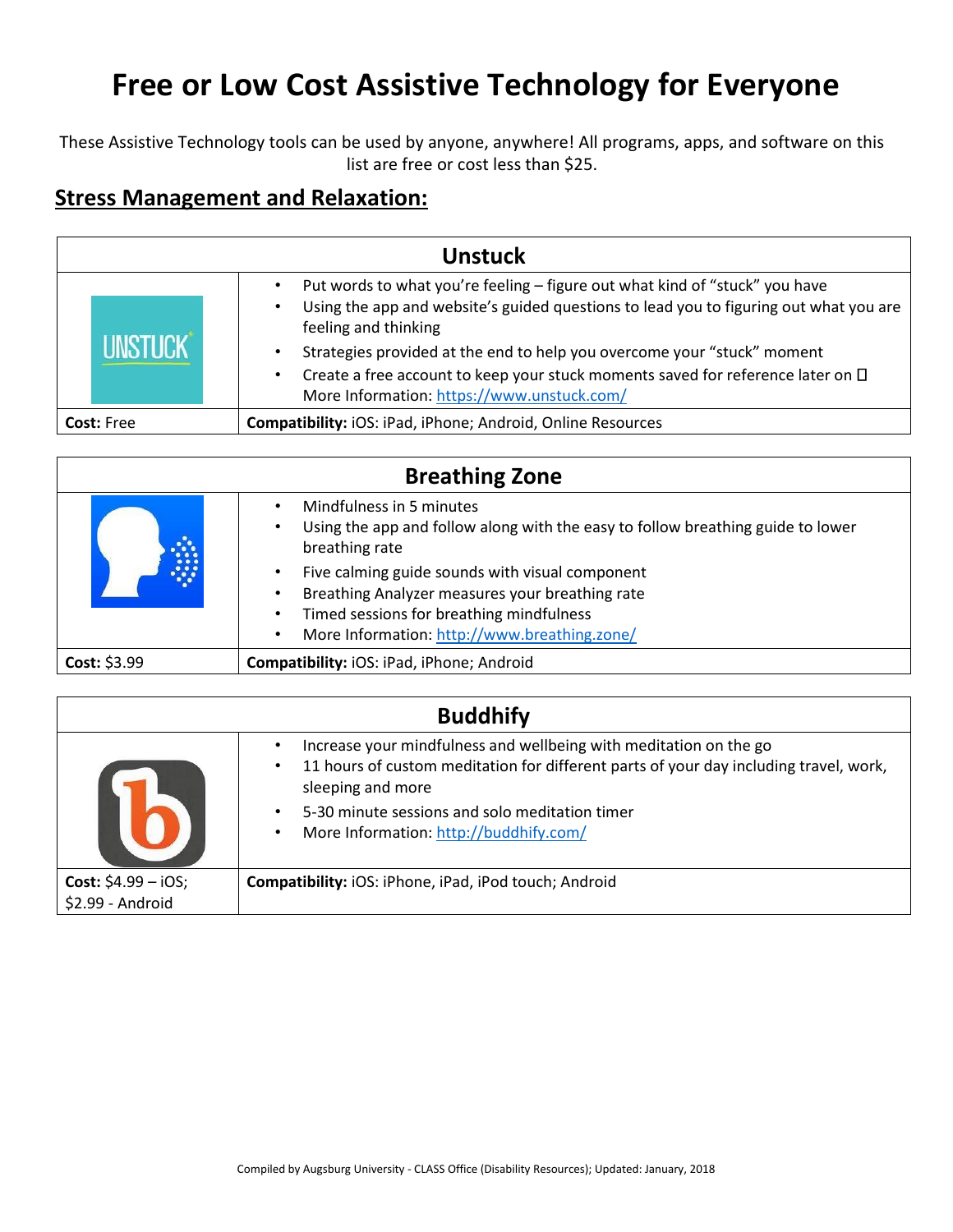# Free or Low Cost Assistive Technology for Everyone

These Assistive Technology tools can be used by anyone, anywhere! All programs, apps, and software on this list are free or cost less than $25.

## Stress Management and Relaxation:

| Unstuck | |
|---|---|
| | • Put words to what you're feeling – figure out what kind of "stuck" you have<br>• Using the app and website's guided questions to lead you to figuring out what you are feeling and thinking<br>• Strategies provided at the end to help you overcome your "stuck" moment<br>• Create a free account to keep your stuck moments saved for reference later on  More Information: https://www.unstuck.com/ |
| **Cost:** Free | **Compatibility:** iOS: iPad, iPhone; Android, Online Resources |

| Breathing Zone | |
|---|---|
| | • Mindfulness in 5 minutes<br>• Using the app and follow along with the easy to follow breathing guide to lower breathing rate<br>• Five calming guide sounds with visual component<br>• Breathing Analyzer measures your breathing rate<br>• Timed sessions for breathing mindfulness<br>• More Information: http://www.breathing.zone/ |
| **Cost:** $3.99 | **Compatibility:** iOS: iPad, iPhone; Android |

| Buddhify | |
|---|---|
| | • Increase your mindfulness and wellbeing with meditation on the go<br>• 11 hours of custom meditation for different parts of your day including travel, work, sleeping and more<br>• 5-30 minute sessions and solo meditation timer<br>• More Information: http://buddhify.com/ |
| **Cost:** $4.99 – iOS; $2.99 - Android | **Compatibility:** iOS: iPhone, iPad, iPod touch; Android |

Compiled by Augsburg University - CLASS Office (Disability Resources); Updated: January, 2018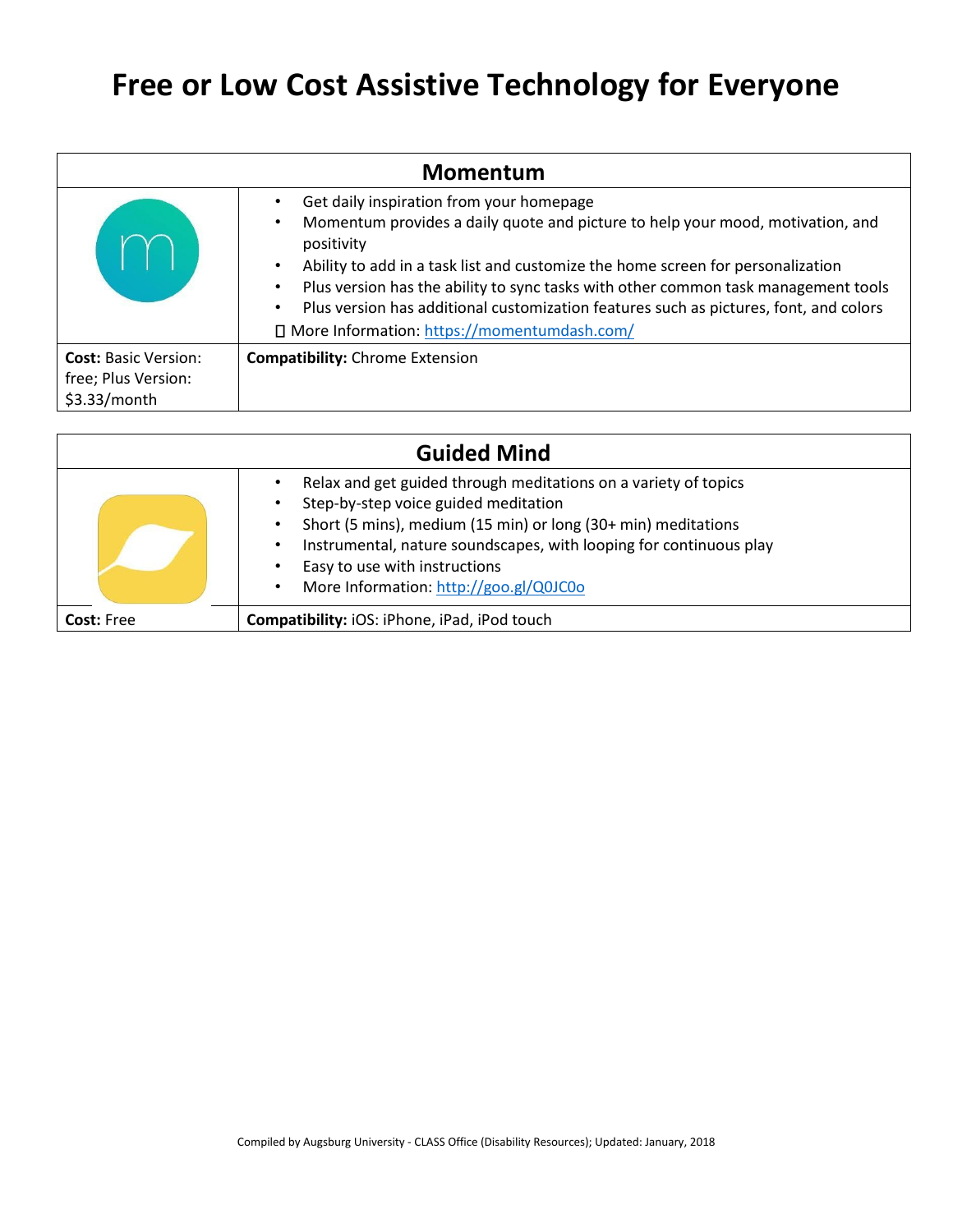# Free or Low Cost Assistive Technology for Everyone

| Momentum | |
|---|---|
| | • Get daily inspiration from your homepage<br>• Momentum provides a daily quote and picture to help your mood, motivation, and positivity<br>• Ability to add in a task list and customize the home screen for personalization<br>• Plus version has the ability to sync tasks with other common task management tools<br>• Plus version has additional customization features such as pictures, font, and colors<br> More Information: https://momentumdash.com/ |
| **Cost:** Basic Version: free; Plus Version: $3.33/month | **Compatibility:** Chrome Extension |

| Guided Mind | |
|---|---|
| | • Relax and get guided through meditations on a variety of topics<br>• Step-by-step voice guided meditation<br>• Short (5 mins), medium (15 min) or long (30+ min) meditations<br>• Instrumental, nature soundscapes, with looping for continuous play<br>• Easy to use with instructions<br>• More Information: http://goo.gl/Q0JC0o |
| **Cost:** Free | **Compatibility:** iOS: iPhone, iPad, iPod touch |

Compiled by Augsburg University - CLASS Office (Disability Resources); Updated: January, 2018